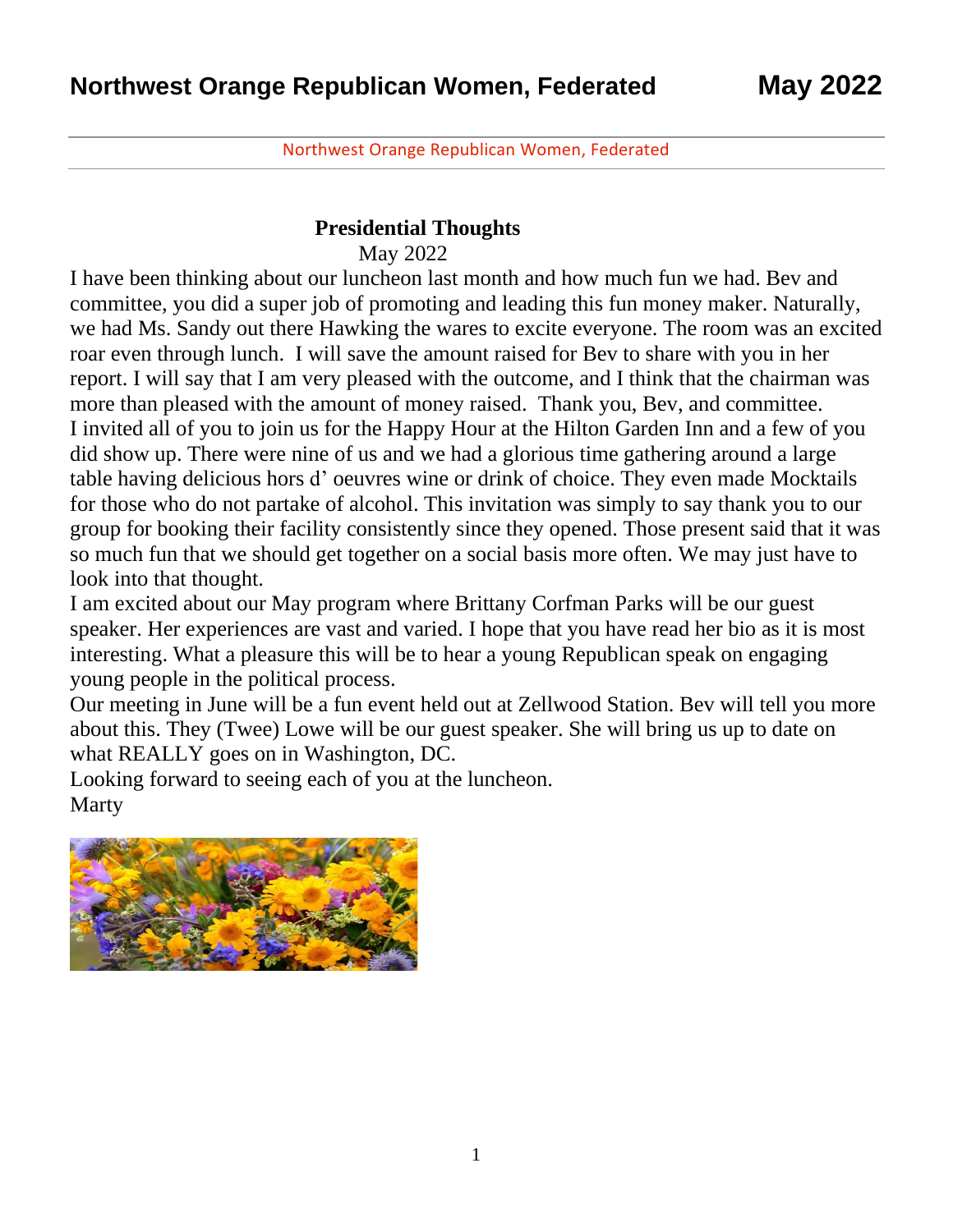# Northwest Orange Republican Women, Federated  May 2022

Northwest Orange Republican Women, Federated

## Presidential Thoughts

May 2022

I have been thinking about our luncheon last month and how much fun we had. Bev and committee, you did a super job of promoting and leading this fun money maker. Naturally, we had Ms. Sandy out there Hawking the wares to excite everyone. The room was an excited roar even through lunch. I will save the amount raised for Bev to share with you in her report. I will say that I am very pleased with the outcome, and I think that the chairman was more than pleased with the amount of money raised. Thank you, Bev, and committee.

I invited all of you to join us for the Happy Hour at the Hilton Garden Inn and a few of you did show up. There were nine of us and we had a glorious time gathering around a large table having delicious hors d' oeuvres wine or drink of choice. They even made Mocktails for those who do not partake of alcohol. This invitation was simply to say thank you to our group for booking their facility consistently since they opened. Those present said that it was so much fun that we should get together on a social basis more often. We may just have to look into that thought.

I am excited about our May program where Brittany Corfman Parks will be our guest speaker. Her experiences are vast and varied. I hope that you have read her bio as it is most interesting. What a pleasure this will be to hear a young Republican speak on engaging young people in the political process.

Our meeting in June will be a fun event held out at Zellwood Station. Bev will tell you more about this. They (Twee) Lowe will be our guest speaker. She will bring us up to date on what REALLY goes on in Washington, DC.

Looking forward to seeing each of you at the luncheon.

Marty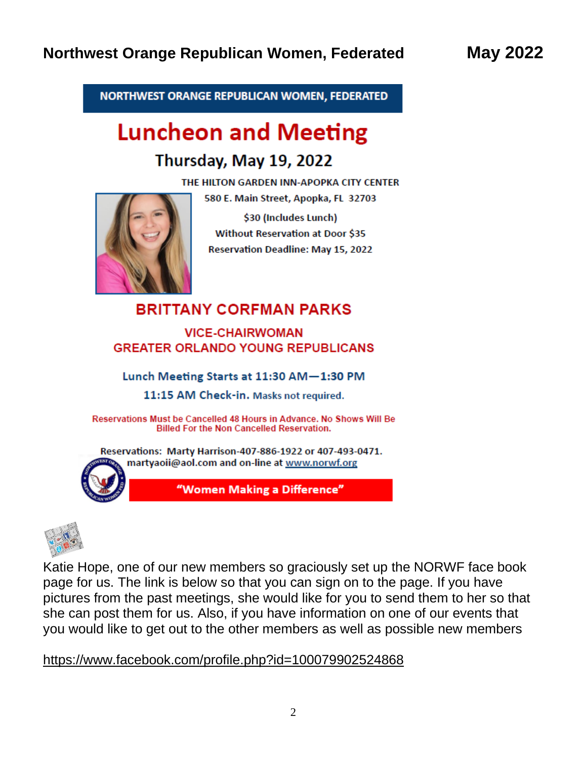NORTHWEST ORANGE REPUBLICAN WOMEN, FEDERATED

# Luncheon and Meeting

## Thursday, May 19, 2022

**THE HILTON GARDEN INN-APOPKA CITY CENTER**

580 E. Main Street, Apopka, FL 32703

$30 (Includes Lunch)

Without Reservation at Door $35

Reservation Deadline: May 15, 2022

## BRITTANY CORFMAN PARKS

**VICE-CHAIRWOMAN**
**GREATER ORLANDO YOUNG REPUBLICANS**

**Lunch Meeting Starts at 11:30 AM—1:30 PM**

**11:15 AM Check-in.** Masks not required.

Reservations Must be Cancelled 48 Hours in Advance. No Shows Will Be Billed For the Non Cancelled Reservation.

Reservations: Marty Harrison-407-886-1922 or 407-493-0471.
martyaoii@aol.com and on-line at www.norwf.org

**"Women Making a Difference"**

Katie Hope, one of our new members so graciously set up the NORWF face book page for us. The link is below so that you can sign on to the page. If you have pictures from the past meetings, she would like for you to send them to her so that she can post them for us. Also, if you have information on one of our events that you would like to get out to the other members as well as possible new members

https://www.facebook.com/profile.php?id=100079902524868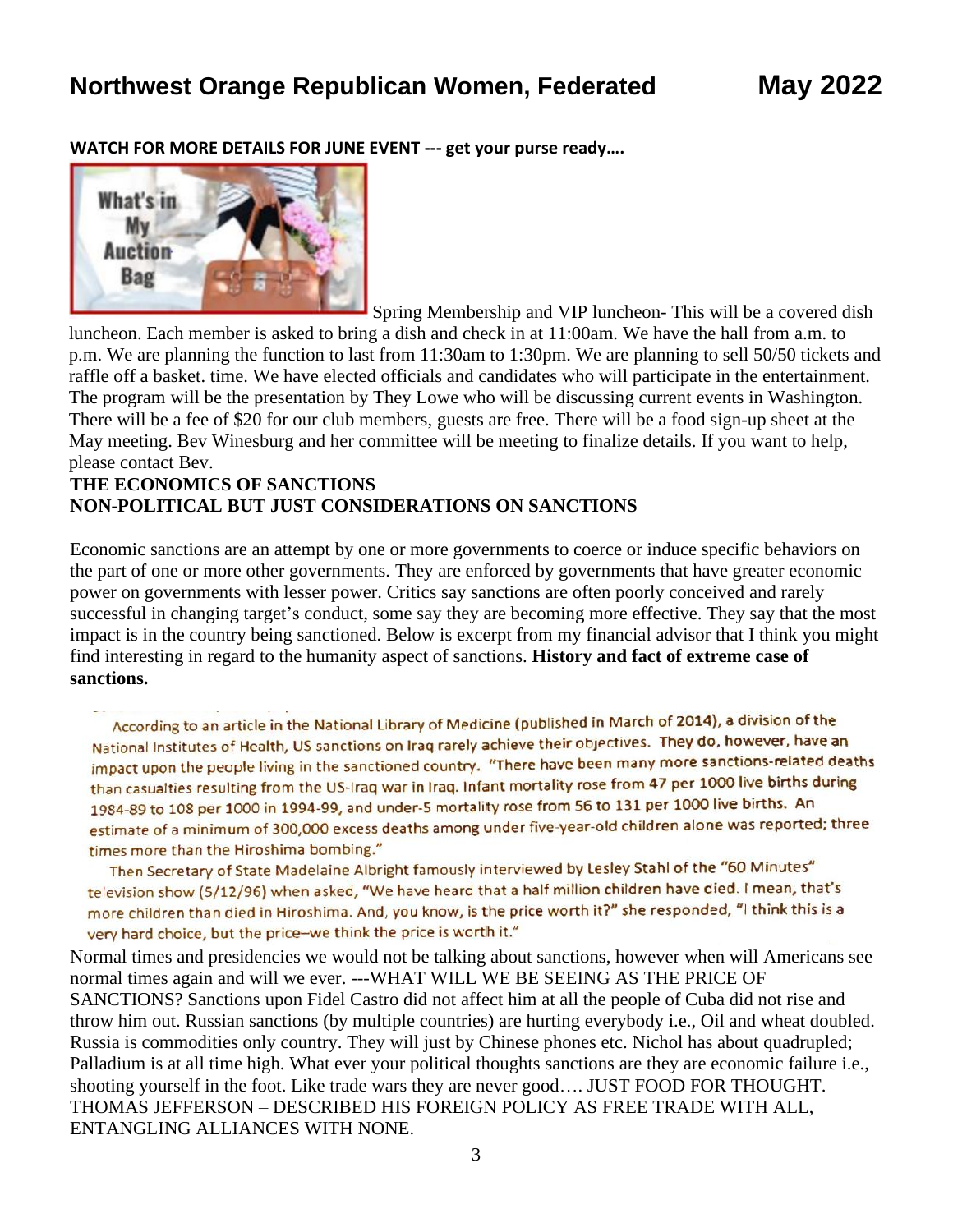# Northwest Orange Republican Women, Federated — May 2022

**WATCH FOR MORE DETAILS FOR JUNE EVENT --- get your purse ready….**

What's in My Auction Bag

Spring Membership and VIP luncheon- This will be a covered dish luncheon. Each member is asked to bring a dish and check in at 11:00am. We have the hall from a.m. to p.m. We are planning the function to last from 11:30am to 1:30pm. We are planning to sell 50/50 tickets and raffle off a basket. time. We have elected officials and candidates who will participate in the entertainment. The program will be the presentation by They Lowe who will be discussing current events in Washington. There will be a fee of $20 for our club members, guests are free. There will be a food sign-up sheet at the May meeting. Bev Winesburg and her committee will be meeting to finalize details. If you want to help, please contact Bev.

**THE ECONOMICS OF SANCTIONS**
**NON-POLITICAL BUT JUST CONSIDERATIONS ON SANCTIONS**

Economic sanctions are an attempt by one or more governments to coerce or induce specific behaviors on the part of one or more other governments. They are enforced by governments that have greater economic power on governments with lesser power. Critics say sanctions are often poorly conceived and rarely successful in changing target's conduct, some say they are becoming more effective. They say that the most impact is in the country being sanctioned. Below is excerpt from my financial advisor that I think you might find interesting in regard to the humanity aspect of sanctions. **History and fact of extreme case of sanctions.**

According to an article in the National Library of Medicine (published in March of 2014), a division of the National Institutes of Health, US sanctions on Iraq rarely achieve their objectives. They do, however, have an impact upon the people living in the sanctioned country. "There have been many more sanctions-related deaths than casualties resulting from the US-Iraq war in Iraq. Infant mortality rose from 47 per 1000 live births during 1984-89 to 108 per 1000 in 1994-99, and under-5 mortality rose from 56 to 131 per 1000 live births. An estimate of a minimum of 300,000 excess deaths among under five-year-old children alone was reported; three times more than the Hiroshima bombing."

Then Secretary of State Madelaine Albright famously interviewed by Lesley Stahl of the "60 Minutes" television show (5/12/96) when asked, "We have heard that a half million children have died. I mean, that's more children than died in Hiroshima. And, you know, is the price worth it?" she responded, "I think this is a very hard choice, but the price–we think the price is worth it."

Normal times and presidencies we would not be talking about sanctions, however when will Americans see normal times again and will we ever. ---WHAT WILL WE BE SEEING AS THE PRICE OF SANCTIONS? Sanctions upon Fidel Castro did not affect him at all the people of Cuba did not rise and throw him out. Russian sanctions (by multiple countries) are hurting everybody i.e., Oil and wheat doubled. Russia is commodities only country. They will just by Chinese phones etc. Nichol has about quadrupled; Palladium is at all time high. What ever your political thoughts sanctions are they are economic failure i.e., shooting yourself in the foot. Like trade wars they are never good…. JUST FOOD FOR THOUGHT. THOMAS JEFFERSON – DESCRIBED HIS FOREIGN POLICY AS FREE TRADE WITH ALL, ENTANGLING ALLIANCES WITH NONE.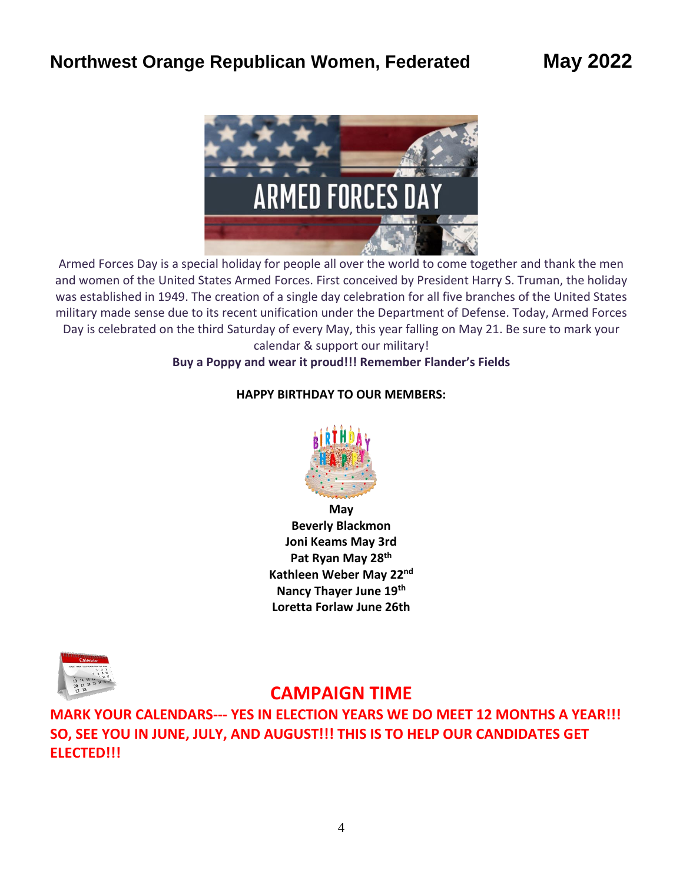# Northwest Orange Republican Women, Federated May 2022

ARMED FORCES DAY

Armed Forces Day is a special holiday for people all over the world to come together and thank the men and women of the United States Armed Forces. First conceived by President Harry S. Truman, the holiday was established in 1949. The creation of a single day celebration for all five branches of the United States military made sense due to its recent unification under the Department of Defense. Today, Armed Forces Day is celebrated on the third Saturday of every May, this year falling on May 21. Be sure to mark your calendar & support our military!

**Buy a Poppy and wear it proud!!! Remember Flander's Fields**

**HAPPY BIRTHDAY TO OUR MEMBERS:**

**May**
**Beverly Blackmon**
**Joni Keams May 3rd**
**Pat Ryan May 28th**
**Kathleen Weber May 22nd**
**Nancy Thayer June 19th**
**Loretta Forlaw June 26th**

## CAMPAIGN TIME

**MARK YOUR CALENDARS--- YES IN ELECTION YEARS WE DO MEET 12 MONTHS A YEAR!!! SO, SEE YOU IN JUNE, JULY, AND AUGUST!!! THIS IS TO HELP OUR CANDIDATES GET ELECTED!!!**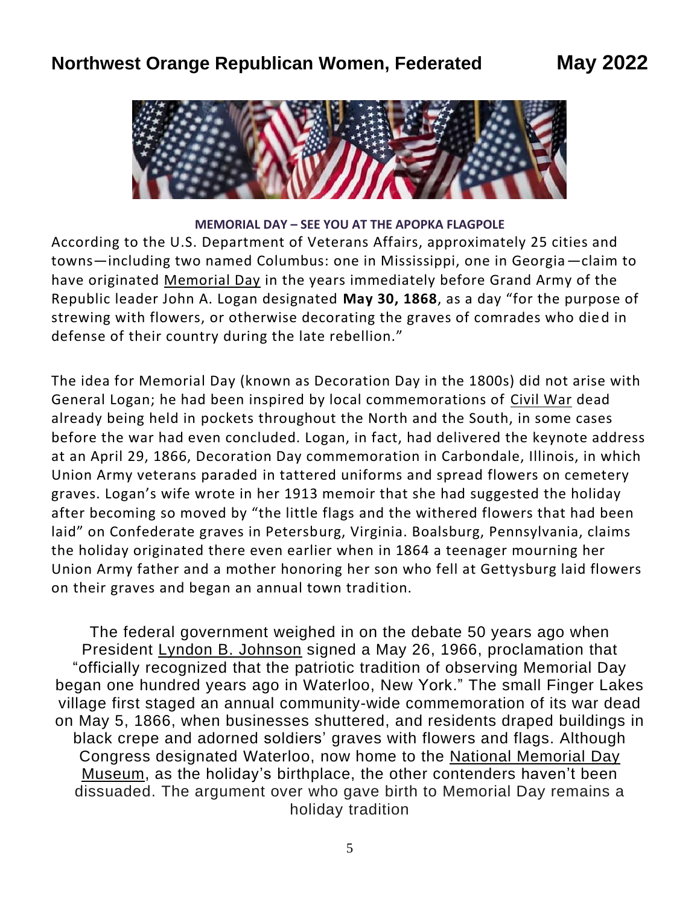## MEMORIAL DAY – SEE YOU AT THE APOPKA FLAGPOLE

According to the U.S. Department of Veterans Affairs, approximately 25 cities and towns—including two named Columbus: one in Mississippi, one in Georgia—claim to have originated Memorial Day in the years immediately before Grand Army of the Republic leader John A. Logan designated **May 30, 1868**, as a day "for the purpose of strewing with flowers, or otherwise decorating the graves of comrades who died in defense of their country during the late rebellion."

The idea for Memorial Day (known as Decoration Day in the 1800s) did not arise with General Logan; he had been inspired by local commemorations of Civil War dead already being held in pockets throughout the North and the South, in some cases before the war had even concluded. Logan, in fact, had delivered the keynote address at an April 29, 1866, Decoration Day commemoration in Carbondale, Illinois, in which Union Army veterans paraded in tattered uniforms and spread flowers on cemetery graves. Logan's wife wrote in her 1913 memoir that she had suggested the holiday after becoming so moved by "the little flags and the withered flowers that had been laid" on Confederate graves in Petersburg, Virginia. Boalsburg, Pennsylvania, claims the holiday originated there even earlier when in 1864 a teenager mourning her Union Army father and a mother honoring her son who fell at Gettysburg laid flowers on their graves and began an annual town tradition.

The federal government weighed in on the debate 50 years ago when President Lyndon B. Johnson signed a May 26, 1966, proclamation that "officially recognized that the patriotic tradition of observing Memorial Day began one hundred years ago in Waterloo, New York." The small Finger Lakes village first staged an annual community-wide commemoration of its war dead on May 5, 1866, when businesses shuttered, and residents draped buildings in black crepe and adorned soldiers' graves with flowers and flags. Although Congress designated Waterloo, now home to the National Memorial Day Museum, as the holiday's birthplace, the other contenders haven't been dissuaded. The argument over who gave birth to Memorial Day remains a holiday tradition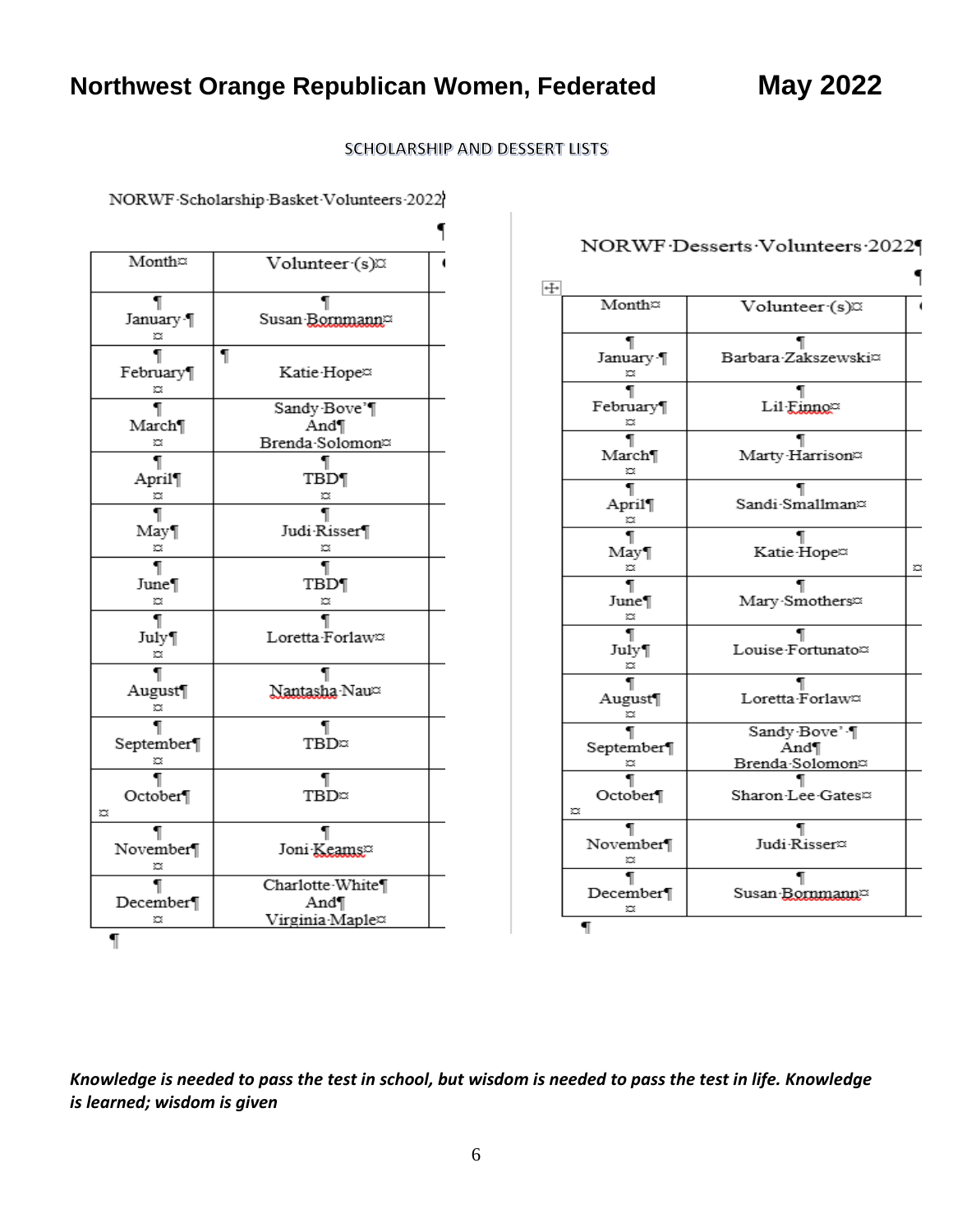## SCHOLARSHIP AND DESSERT LISTS

NORWF Scholarship Basket Volunteers 2022

| Month | Volunteer (s) |
|---|---|
| January | Susan Bornmann |
| February | Katie Hope |
| March | Sandy Bove' And Brenda Solomon |
| April | TBD |
| May | Judi Risser |
| June | TBD |
| July | Loretta Forlaw |
| August | Nantasha Nau |
| September | TBD |
| October | TBD |
| November | Joni Keams |
| December | Charlotte White And Virginia Maple |

NORWF Desserts Volunteers 2022

| Month | Volunteer (s) |
|---|---|
| January | Barbara Zakszewski |
| February | Lil Finno |
| March | Marty Harrison |
| April | Sandi Smallman |
| May | Katie Hope |
| June | Mary Smothers |
| July | Louise Fortunato |
| August | Loretta Forlaw |
| September | Sandy Bove' And Brenda Solomon |
| October | Sharon Lee Gates |
| November | Judi Risser |
| December | Susan Bornmann |

***Knowledge is needed to pass the test in school, but wisdom is needed to pass the test in life. Knowledge is learned; wisdom is given***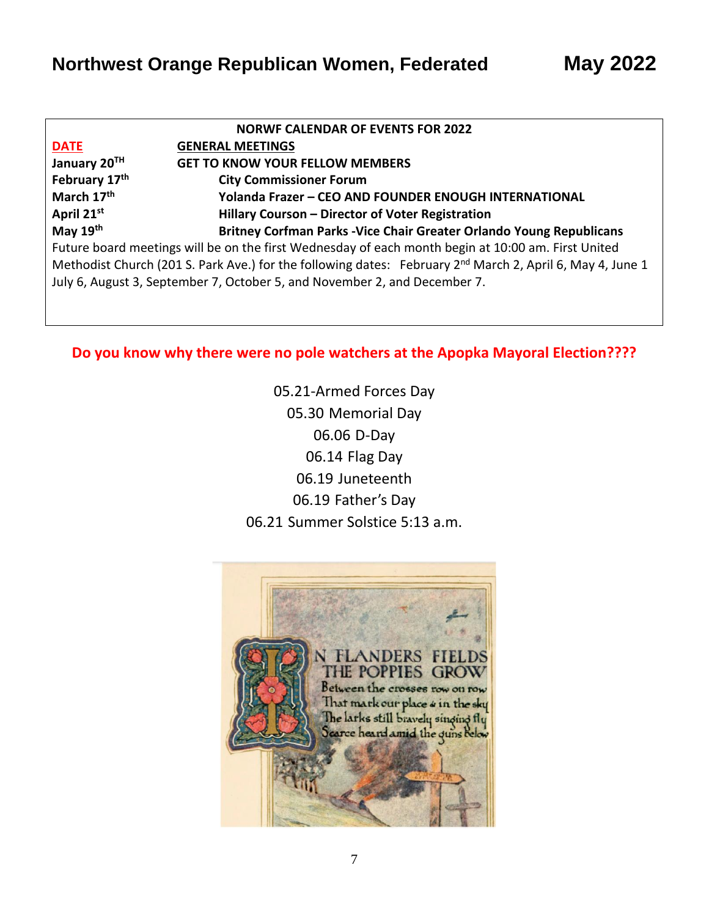# Northwest Orange Republican Women, Federated

## May 2022

| NORWF CALENDAR OF EVENTS FOR 2022 | |
|---|---|
| **DATE** | **GENERAL MEETINGS** |
| **January 20TH** | **GET TO KNOW YOUR FELLOW MEMBERS** |
| **February 17th** | **City Commissioner Forum** |
| **March 17th** | **Yolanda Frazer – CEO AND FOUNDER ENOUGH INTERNATIONAL** |
| **April 21st** | **Hillary Courson – Director of Voter Registration** |
| **May 19th** | **Britney Corfman Parks -Vice Chair Greater Orlando Young Republicans** |

Future board meetings will be on the first Wednesday of each month begin at 10:00 am. First United Methodist Church (201 S. Park Ave.) for the following dates: February 2nd March 2, April 6, May 4, June 1 July 6, August 3, September 7, October 5, and November 2, and December 7.

**Do you know why there were no pole watchers at the Apopka Mayoral Election????**

05.21-Armed Forces Day
05.30 Memorial Day
06.06 D-Day
06.14 Flag Day
06.19 Juneteenth
06.19 Father's Day
06.21 Summer Solstice 5:13 a.m.

IN FLANDERS FIELDS THE POPPIES GROW
Between the crosses row on row
That mark our place in the sky
The larks still bravely singing fly
Scarce heard amid the guns below